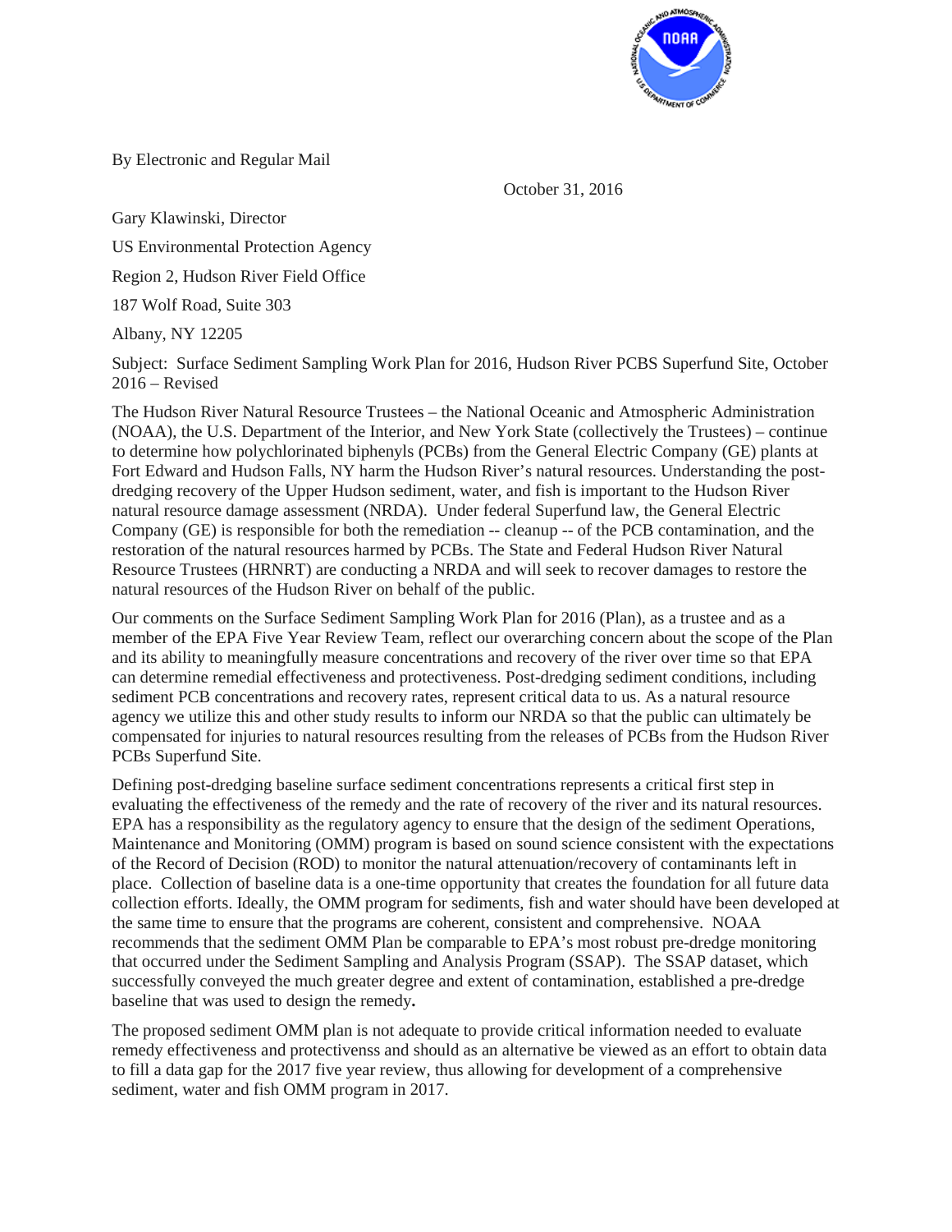By Electronic and Regular Mail

October 31, 2016

Gary Klawinski, Director

US Environmental Protection Agency

Region 2, Hudson River Field Office

187 Wolf Road, Suite 303

Albany, NY 12205

Subject: Surface Sediment Sampling Work Plan for 2016, Hudson River PCBS Superfund Site, October 2016 – Revised

The Hudson River Natural Resource Trustees – the National Oceanic and Atmospheric Administration (NOAA), the U.S. Department of the Interior, and New York State (collectively the Trustees) – continue to determine how polychlorinated biphenyls (PCBs) from the General Electric Company (GE) plants at Fort Edward and Hudson Falls, NY harm the Hudson River's natural resources. Understanding the post-dredging recovery of the Upper Hudson sediment, water, and fish is important to the Hudson River natural resource damage assessment (NRDA). Under federal Superfund law, the General Electric Company (GE) is responsible for both the remediation -- cleanup -- of the PCB contamination, and the restoration of the natural resources harmed by PCBs. The State and Federal Hudson River Natural Resource Trustees (HRNRT) are conducting a NRDA and will seek to recover damages to restore the natural resources of the Hudson River on behalf of the public.

Our comments on the Surface Sediment Sampling Work Plan for 2016 (Plan), as a trustee and as a member of the EPA Five Year Review Team, reflect our overarching concern about the scope of the Plan and its ability to meaningfully measure concentrations and recovery of the river over time so that EPA can determine remedial effectiveness and protectiveness. Post-dredging sediment conditions, including sediment PCB concentrations and recovery rates, represent critical data to us. As a natural resource agency we utilize this and other study results to inform our NRDA so that the public can ultimately be compensated for injuries to natural resources resulting from the releases of PCBs from the Hudson River PCBs Superfund Site.

Defining post-dredging baseline surface sediment concentrations represents a critical first step in evaluating the effectiveness of the remedy and the rate of recovery of the river and its natural resources. EPA has a responsibility as the regulatory agency to ensure that the design of the sediment Operations, Maintenance and Monitoring (OMM) program is based on sound science consistent with the expectations of the Record of Decision (ROD) to monitor the natural attenuation/recovery of contaminants left in place. Collection of baseline data is a one-time opportunity that creates the foundation for all future data collection efforts. Ideally, the OMM program for sediments, fish and water should have been developed at the same time to ensure that the programs are coherent, consistent and comprehensive. NOAA recommends that the sediment OMM Plan be comparable to EPA's most robust pre-dredge monitoring that occurred under the Sediment Sampling and Analysis Program (SSAP). The SSAP dataset, which successfully conveyed the much greater degree and extent of contamination, established a pre-dredge baseline that was used to design the remedy**.**

The proposed sediment OMM plan is not adequate to provide critical information needed to evaluate remedy effectiveness and protectivenss and should as an alternative be viewed as an effort to obtain data to fill a data gap for the 2017 five year review, thus allowing for development of a comprehensive sediment, water and fish OMM program in 2017.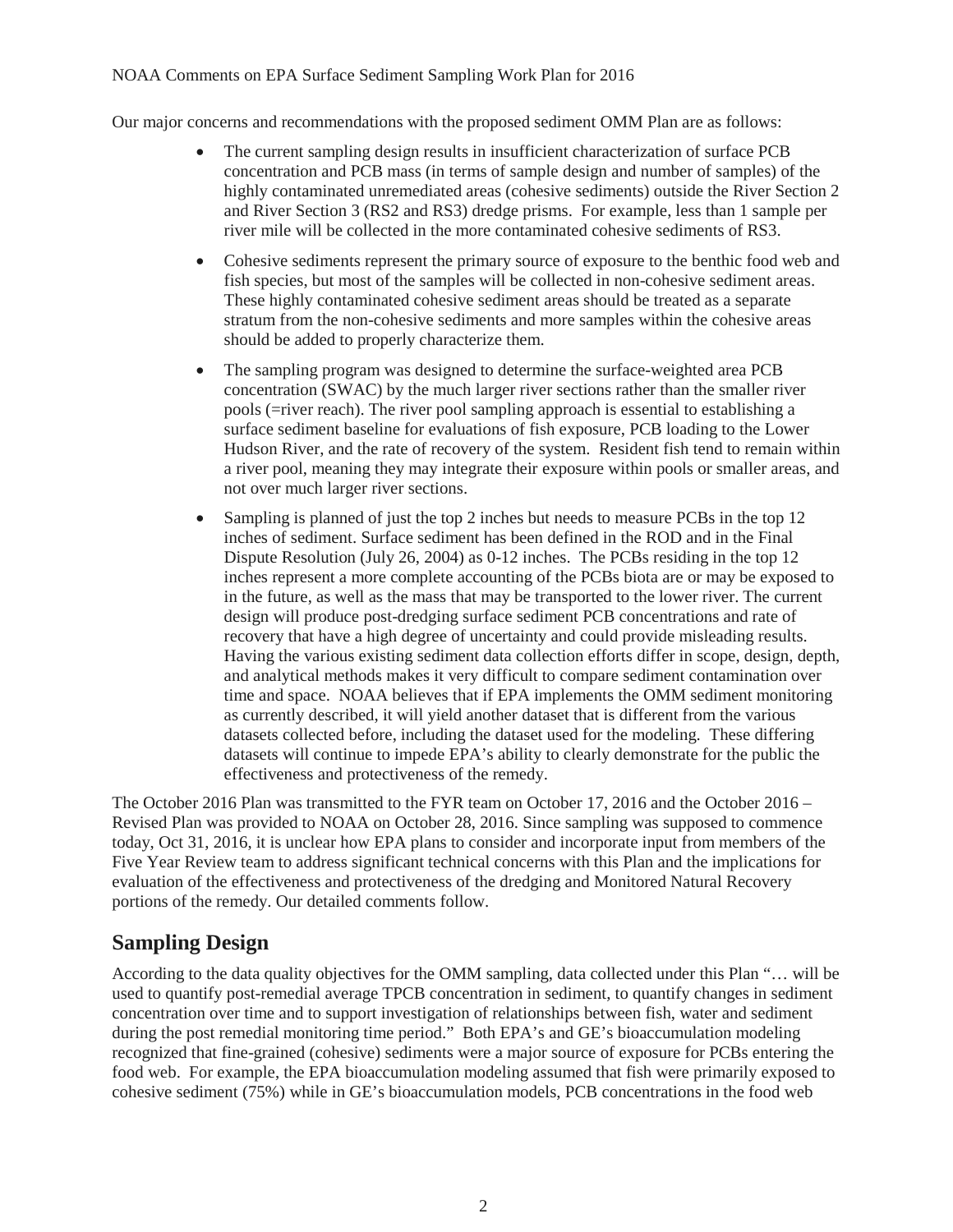Our major concerns and recommendations with the proposed sediment OMM Plan are as follows:

- The current sampling design results in insufficient characterization of surface PCB concentration and PCB mass (in terms of sample design and number of samples) of the highly contaminated unremediated areas (cohesive sediments) outside the River Section 2 and River Section 3 (RS2 and RS3) dredge prisms. For example, less than 1 sample per river mile will be collected in the more contaminated cohesive sediments of RS3.
- Cohesive sediments represent the primary source of exposure to the benthic food web and fish species, but most of the samples will be collected in non-cohesive sediment areas. These highly contaminated cohesive sediment areas should be treated as a separate stratum from the non-cohesive sediments and more samples within the cohesive areas should be added to properly characterize them.
- The sampling program was designed to determine the surface-weighted area PCB concentration (SWAC) by the much larger river sections rather than the smaller river pools (=river reach). The river pool sampling approach is essential to establishing a surface sediment baseline for evaluations of fish exposure, PCB loading to the Lower Hudson River, and the rate of recovery of the system. Resident fish tend to remain within a river pool, meaning they may integrate their exposure within pools or smaller areas, and not over much larger river sections.
- Sampling is planned of just the top 2 inches but needs to measure PCBs in the top 12 inches of sediment. Surface sediment has been defined in the ROD and in the Final Dispute Resolution (July 26, 2004) as 0-12 inches. The PCBs residing in the top 12 inches represent a more complete accounting of the PCBs biota are or may be exposed to in the future, as well as the mass that may be transported to the lower river. The current design will produce post-dredging surface sediment PCB concentrations and rate of recovery that have a high degree of uncertainty and could provide misleading results. Having the various existing sediment data collection efforts differ in scope, design, depth, and analytical methods makes it very difficult to compare sediment contamination over time and space. NOAA believes that if EPA implements the OMM sediment monitoring as currently described, it will yield another dataset that is different from the various datasets collected before, including the dataset used for the modeling. These differing datasets will continue to impede EPA's ability to clearly demonstrate for the public the effectiveness and protectiveness of the remedy.

The October 2016 Plan was transmitted to the FYR team on October 17, 2016 and the October 2016 – Revised Plan was provided to NOAA on October 28, 2016. Since sampling was supposed to commence today, Oct 31, 2016, it is unclear how EPA plans to consider and incorporate input from members of the Five Year Review team to address significant technical concerns with this Plan and the implications for evaluation of the effectiveness and protectiveness of the dredging and Monitored Natural Recovery portions of the remedy. Our detailed comments follow.

## Sampling Design

According to the data quality objectives for the OMM sampling, data collected under this Plan "… will be used to quantify post-remedial average TPCB concentration in sediment, to quantify changes in sediment concentration over time and to support investigation of relationships between fish, water and sediment during the post remedial monitoring time period." Both EPA's and GE's bioaccumulation modeling recognized that fine-grained (cohesive) sediments were a major source of exposure for PCBs entering the food web. For example, the EPA bioaccumulation modeling assumed that fish were primarily exposed to cohesive sediment (75%) while in GE's bioaccumulation models, PCB concentrations in the food web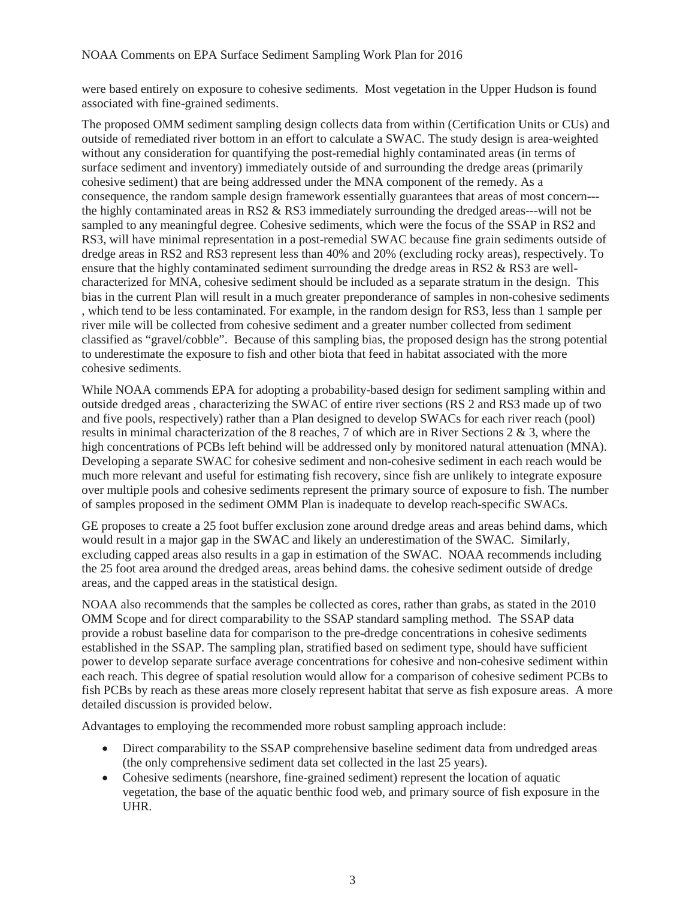were based entirely on exposure to cohesive sediments. Most vegetation in the Upper Hudson is found associated with fine-grained sediments.

The proposed OMM sediment sampling design collects data from within (Certification Units or CUs) and outside of remediated river bottom in an effort to calculate a SWAC. The study design is area-weighted without any consideration for quantifying the post-remedial highly contaminated areas (in terms of surface sediment and inventory) immediately outside of and surrounding the dredge areas (primarily cohesive sediment) that are being addressed under the MNA component of the remedy. As a consequence, the random sample design framework essentially guarantees that areas of most concern---the highly contaminated areas in RS2 & RS3 immediately surrounding the dredged areas---will not be sampled to any meaningful degree. Cohesive sediments, which were the focus of the SSAP in RS2 and RS3, will have minimal representation in a post-remedial SWAC because fine grain sediments outside of dredge areas in RS2 and RS3 represent less than 40% and 20% (excluding rocky areas), respectively. To ensure that the highly contaminated sediment surrounding the dredge areas in RS2 & RS3 are well-characterized for MNA, cohesive sediment should be included as a separate stratum in the design. This bias in the current Plan will result in a much greater preponderance of samples in non-cohesive sediments , which tend to be less contaminated. For example, in the random design for RS3, less than 1 sample per river mile will be collected from cohesive sediment and a greater number collected from sediment classified as "gravel/cobble". Because of this sampling bias, the proposed design has the strong potential to underestimate the exposure to fish and other biota that feed in habitat associated with the more cohesive sediments.

While NOAA commends EPA for adopting a probability-based design for sediment sampling within and outside dredged areas , characterizing the SWAC of entire river sections (RS 2 and RS3 made up of two and five pools, respectively) rather than a Plan designed to develop SWACs for each river reach (pool) results in minimal characterization of the 8 reaches, 7 of which are in River Sections 2 & 3, where the high concentrations of PCBs left behind will be addressed only by monitored natural attenuation (MNA). Developing a separate SWAC for cohesive sediment and non-cohesive sediment in each reach would be much more relevant and useful for estimating fish recovery, since fish are unlikely to integrate exposure over multiple pools and cohesive sediments represent the primary source of exposure to fish. The number of samples proposed in the sediment OMM Plan is inadequate to develop reach-specific SWACs.

GE proposes to create a 25 foot buffer exclusion zone around dredge areas and areas behind dams, which would result in a major gap in the SWAC and likely an underestimation of the SWAC. Similarly, excluding capped areas also results in a gap in estimation of the SWAC. NOAA recommends including the 25 foot area around the dredged areas, areas behind dams. the cohesive sediment outside of dredge areas, and the capped areas in the statistical design.

NOAA also recommends that the samples be collected as cores, rather than grabs, as stated in the 2010 OMM Scope and for direct comparability to the SSAP standard sampling method. The SSAP data provide a robust baseline data for comparison to the pre-dredge concentrations in cohesive sediments established in the SSAP. The sampling plan, stratified based on sediment type, should have sufficient power to develop separate surface average concentrations for cohesive and non-cohesive sediment within each reach. This degree of spatial resolution would allow for a comparison of cohesive sediment PCBs to fish PCBs by reach as these areas more closely represent habitat that serve as fish exposure areas. A more detailed discussion is provided below.

Advantages to employing the recommended more robust sampling approach include:

- Direct comparability to the SSAP comprehensive baseline sediment data from undredged areas (the only comprehensive sediment data set collected in the last 25 years).
- Cohesive sediments (nearshore, fine-grained sediment) represent the location of aquatic vegetation, the base of the aquatic benthic food web, and primary source of fish exposure in the UHR.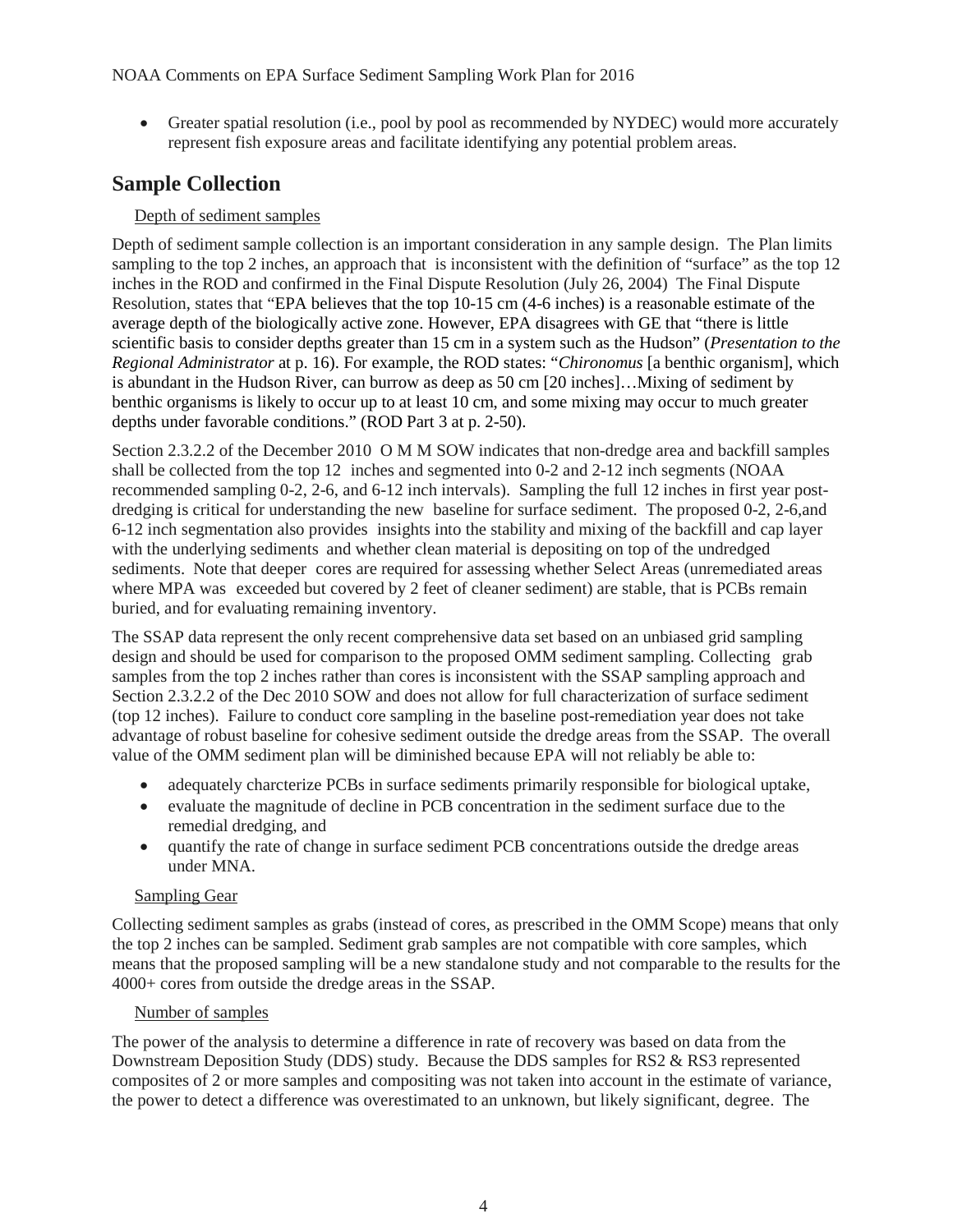- Greater spatial resolution (i.e., pool by pool as recommended by NYDEC) would more accurately represent fish exposure areas and facilitate identifying any potential problem areas.

## Sample Collection

Depth of sediment samples

Depth of sediment sample collection is an important consideration in any sample design. The Plan limits sampling to the top 2 inches, an approach that is inconsistent with the definition of "surface" as the top 12 inches in the ROD and confirmed in the Final Dispute Resolution (July 26, 2004) The Final Dispute Resolution, states that "EPA believes that the top 10-15 cm (4-6 inches) is a reasonable estimate of the average depth of the biologically active zone. However, EPA disagrees with GE that "there is little scientific basis to consider depths greater than 15 cm in a system such as the Hudson" (*Presentation to the Regional Administrator* at p. 16). For example, the ROD states: "*Chironomus* [a benthic organism], which is abundant in the Hudson River, can burrow as deep as 50 cm [20 inches]…Mixing of sediment by benthic organisms is likely to occur up to at least 10 cm, and some mixing may occur to much greater depths under favorable conditions." (ROD Part 3 at p. 2-50).

Section 2.3.2.2 of the December 2010 O M M SOW indicates that non-dredge area and backfill samples shall be collected from the top 12 inches and segmented into 0-2 and 2-12 inch segments (NOAA recommended sampling 0-2, 2-6, and 6-12 inch intervals). Sampling the full 12 inches in first year post-dredging is critical for understanding the new baseline for surface sediment. The proposed 0-2, 2-6,and 6-12 inch segmentation also provides insights into the stability and mixing of the backfill and cap layer with the underlying sediments and whether clean material is depositing on top of the undredged sediments. Note that deeper cores are required for assessing whether Select Areas (unremediated areas where MPA was exceeded but covered by 2 feet of cleaner sediment) are stable, that is PCBs remain buried, and for evaluating remaining inventory.

The SSAP data represent the only recent comprehensive data set based on an unbiased grid sampling design and should be used for comparison to the proposed OMM sediment sampling. Collecting grab samples from the top 2 inches rather than cores is inconsistent with the SSAP sampling approach and Section 2.3.2.2 of the Dec 2010 SOW and does not allow for full characterization of surface sediment (top 12 inches). Failure to conduct core sampling in the baseline post-remediation year does not take advantage of robust baseline for cohesive sediment outside the dredge areas from the SSAP. The overall value of the OMM sediment plan will be diminished because EPA will not reliably be able to:

- adequately charcterize PCBs in surface sediments primarily responsible for biological uptake,
- evaluate the magnitude of decline in PCB concentration in the sediment surface due to the remedial dredging, and
- quantify the rate of change in surface sediment PCB concentrations outside the dredge areas under MNA.

Sampling Gear

Collecting sediment samples as grabs (instead of cores, as prescribed in the OMM Scope) means that only the top 2 inches can be sampled. Sediment grab samples are not compatible with core samples, which means that the proposed sampling will be a new standalone study and not comparable to the results for the 4000+ cores from outside the dredge areas in the SSAP.

Number of samples

The power of the analysis to determine a difference in rate of recovery was based on data from the Downstream Deposition Study (DDS) study. Because the DDS samples for RS2 & RS3 represented composites of 2 or more samples and compositing was not taken into account in the estimate of variance, the power to detect a difference was overestimated to an unknown, but likely significant, degree. The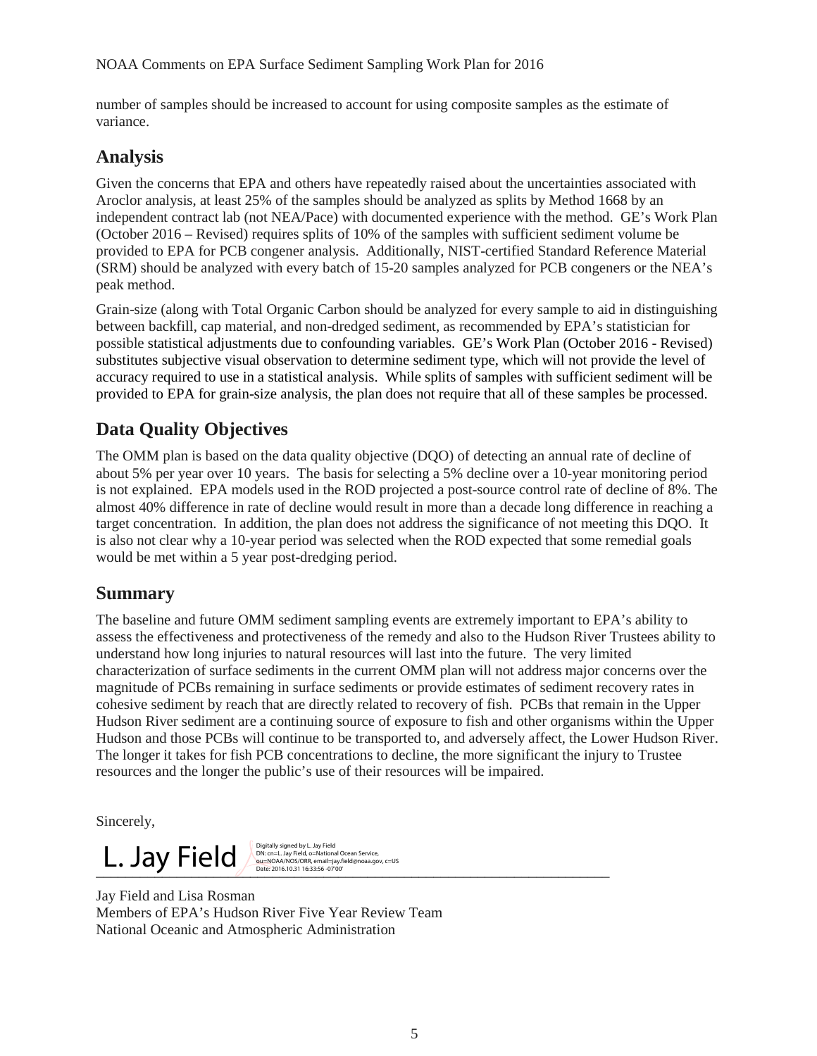number of samples should be increased to account for using composite samples as the estimate of variance.

## Analysis

Given the concerns that EPA and others have repeatedly raised about the uncertainties associated with Aroclor analysis, at least 25% of the samples should be analyzed as splits by Method 1668 by an independent contract lab (not NEA/Pace) with documented experience with the method. GE's Work Plan (October 2016 – Revised) requires splits of 10% of the samples with sufficient sediment volume be provided to EPA for PCB congener analysis. Additionally, NIST-certified Standard Reference Material (SRM) should be analyzed with every batch of 15-20 samples analyzed for PCB congeners or the NEA's peak method.

Grain-size (along with Total Organic Carbon should be analyzed for every sample to aid in distinguishing between backfill, cap material, and non-dredged sediment, as recommended by EPA's statistician for possible statistical adjustments due to confounding variables. GE's Work Plan (October 2016 - Revised) substitutes subjective visual observation to determine sediment type, which will not provide the level of accuracy required to use in a statistical analysis. While splits of samples with sufficient sediment will be provided to EPA for grain-size analysis, the plan does not require that all of these samples be processed.

## Data Quality Objectives

The OMM plan is based on the data quality objective (DQO) of detecting an annual rate of decline of about 5% per year over 10 years. The basis for selecting a 5% decline over a 10-year monitoring period is not explained. EPA models used in the ROD projected a post-source control rate of decline of 8%. The almost 40% difference in rate of decline would result in more than a decade long difference in reaching a target concentration. In addition, the plan does not address the significance of not meeting this DQO. It is also not clear why a 10-year period was selected when the ROD expected that some remedial goals would be met within a 5 year post-dredging period.

## Summary

The baseline and future OMM sediment sampling events are extremely important to EPA's ability to assess the effectiveness and protectiveness of the remedy and also to the Hudson River Trustees ability to understand how long injuries to natural resources will last into the future. The very limited characterization of surface sediments in the current OMM plan will not address major concerns over the magnitude of PCBs remaining in surface sediments or provide estimates of sediment recovery rates in cohesive sediment by reach that are directly related to recovery of fish. PCBs that remain in the Upper Hudson River sediment are a continuing source of exposure to fish and other organisms within the Upper Hudson and those PCBs will continue to be transported to, and adversely affect, the Lower Hudson River. The longer it takes for fish PCB concentrations to decline, the more significant the injury to Trustee resources and the longer the public's use of their resources will be impaired.

Sincerely,

L. Jay Field

Digitally signed by L. Jay Field
DN: cn=L. Jay Field, o=National Ocean Service, ou=NOAA/NOS/ORR, email=jay.field@noaa.gov, c=US
Date: 2016.10.31 16:33:56 -07'00'

Jay Field and Lisa Rosman
Members of EPA's Hudson River Five Year Review Team
National Oceanic and Atmospheric Administration